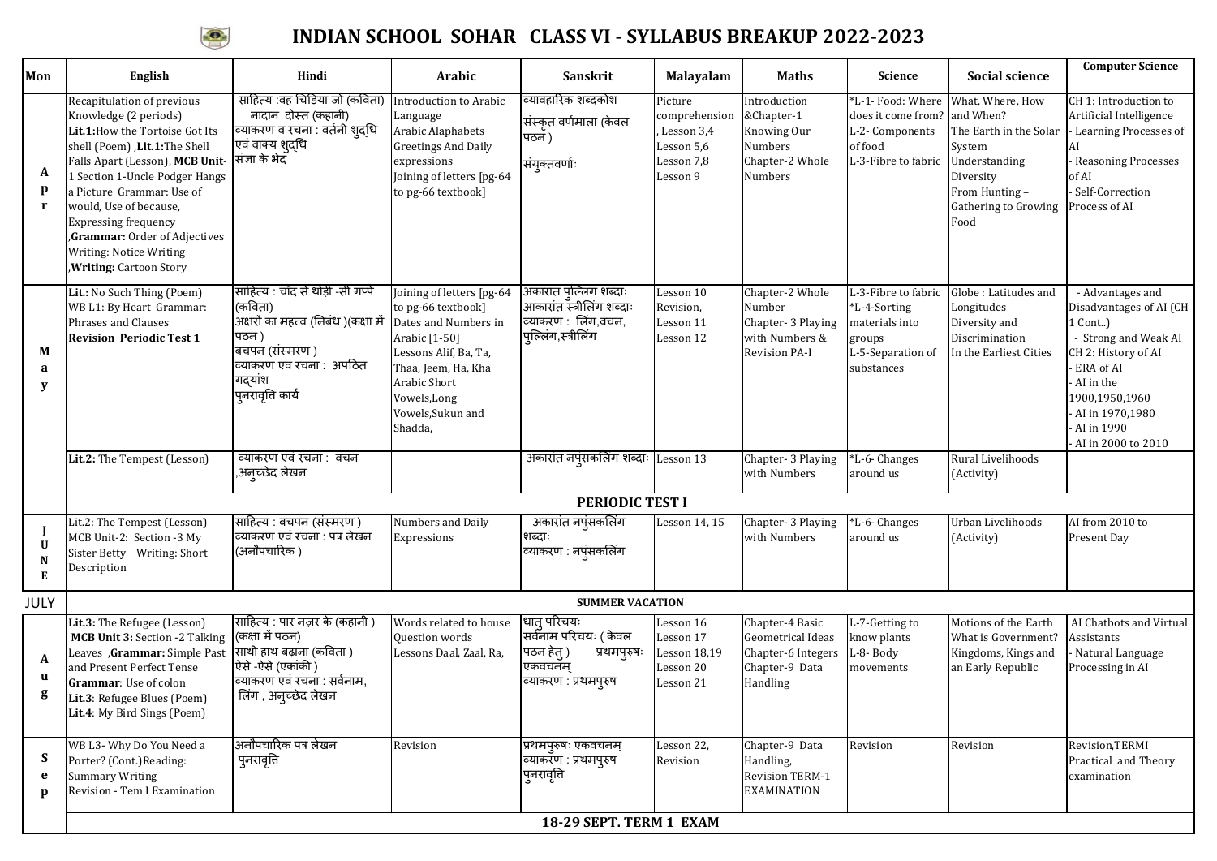# INDIAN SCHOOL SOHAR CLASS VI - SYLLABUS BREAKUP 2022-2023

| Mon | English | Hindi | Arabic | Sanskrit | Malayalam | Maths | Science | Social science | Computer Science |
|---|---|---|---|---|---|---|---|---|---|
| Apr | Recapitulation of previous Knowledge (2 periods) **Lit.1:**How the Tortoise Got Its shell (Poem) ,**Lit.1:**The Shell Falls Apart (Lesson), **MCB Unit-**1 Section 1-Uncle Podger Hangs a Picture Grammar: Use of would, Use of because, Expressing frequency ,**Grammar:** Order of Adjectives Writing: Notice Writing ,**Writing:** Cartoon Story | साहित्य :वह चिड़िया जो (कविता) नादान दोस्त (कहानी) व्याकरण व रचना : वर्तनी शुद्धि एवं वाक्य शुद्धि संज्ञा के भेद | Introduction to Arabic Language Arabic Alaphabets Greetings And Daily expressions Joining of letters [pg-64 to pg-66 textbook] | व्यावहारिक शब्दकोश संस्कृत वर्णमाला (केवल पठन ) संयुक्तवर्णाः | Picture comprehension , Lesson 3,4 Lesson 5,6 Lesson 7,8 Lesson 9 | Introduction &Chapter-1 Knowing Our Numbers Chapter-2 Whole Numbers | *L-1- Food: Where does it come from? L-2- Components of food L-3-Fibre to fabric | What, Where, How and When? The Earth in the Solar System Understanding Diversity From Hunting – Gathering to Growing Food | CH 1: Introduction to Artificial Intelligence - Learning Processes of AI - Reasoning Processes of AI - Self-Correction Process of AI |
| May | **Lit.:** No Such Thing (Poem) WB L1: By Heart Grammar: Phrases and Clauses **Revision Periodic Test 1** | साहित्य : चाँद से थोड़ी -सी गप्पें (कविता) अक्षरों का महत्त्व (निबंध )(कक्षा में पठन ) बचपन (संस्मरण ) व्याकरण एवं रचना : अपठित गद्यांश पुनरावृत्ति कार्य | Joining of letters [pg-64 to pg-66 textbook] Dates and Numbers in Arabic [1-50] Lessons Alif, Ba, Ta, Thaa, Jeem, Ha, Kha Arabic Short Vowels,Long Vowels,Sukun and Shadda, | अकारांत पुल्लिंग शब्दाः आकारांत स्त्रीलिंग शब्दाः व्याकरण : लिंग,वचन, पुल्लिंग,स्त्रीलिंग | Lesson 10 Revision, Lesson 11 Lesson 12 | Chapter-2 Whole Number Chapter- 3 Playing with Numbers & Revision PA-I | L-3-Fibre to fabric *L-4-Sorting materials into groups L-5-Separation of substances | Globe : Latitudes and Longitudes Diversity and Discrimination In the Earliest Cities | - Advantages and Disadvantages of AI (CH 1 Cont..) - Strong and Weak AI CH 2: History of AI - ERA of AI - AI in the 1900,1950,1960 - AI in 1970,1980 - AI in 1990 - AI in 2000 to 2010 |
| | **Lit.2:** The Tempest (Lesson) | व्याकरण एवं रचना : वचन ,अनुच्छेद लेखन | | अकारांत नपुंसकलिंग शब्दाः | Lesson 13 | Chapter- 3 Playing with Numbers | *L-6- Changes around us | Rural Livelihoods (Activity) | |
| | **PERIODIC TEST I** | | | | | | | | |
| JUNE | Lit.2: The Tempest (Lesson) MCB Unit-2: Section -3 My Sister Betty Writing: Short Description | साहित्य : बचपन (संस्मरण ) व्याकरण एवं रचना : पत्र लेखन (अनौपचारिक ) | Numbers and Daily Expressions | अकारांत नपुंसकलिंग शब्दाः व्याकरण : नपुंसकलिंग | Lesson 14, 15 | Chapter- 3 Playing with Numbers | *L-6- Changes around us | Urban Livelihoods (Activity) | AI from 2010 to Present Day |
| JULY | **SUMMER VACATION** | | | | | | | | |
| Aug | **Lit.3:** The Refugee (Lesson) **MCB Unit 3:** Section -2 Talking Leaves ,**Grammar:** Simple Past and Present Perfect Tense **Grammar**: Use of colon **Lit.3**: Refugee Blues (Poem) **Lit.4**: My Bird Sings (Poem) | साहित्य : पार नज़र के (कहानी ) (कक्षा में पठन) साथी हाथ बढ़ाना (कविता ) ऐसे -ऐसे (एकांकी ) व्याकरण एवं रचना : सर्वनाम, लिंग , अनुच्छेद लेखन | Words related to house Question words Lessons Daal, Zaal, Ra, | धातु परिचयः सर्वनाम परिचयः ( केवल पठन हेतु ) प्रथमपुरुषः एकवचनम् व्याकरण : प्रथमपुरुष | Lesson 16 Lesson 17 Lesson 18,19 Lesson 20 Lesson 21 | Chapter-4 Basic Geometrical Ideas Chapter-6 Integers Chapter-9 Data Handling | L-7-Getting to know plants L-8- Body movements | Motions of the Earth What is Government? Kingdoms, Kings and an Early Republic | AI Chatbots and Virtual Assistants - Natural Language Processing in AI |
| Sep | WB L3- Why Do You Need a Porter? (Cont.)Reading: Summary Writing Revision - Tem I Examination | अनौपचारिक पत्र लेखन पुनरावृत्ति | Revision | प्रथमपुरुषः एकवचनम् व्याकरण : प्रथमपुरुष पुनरावृत्ति | Lesson 22, Revision | Chapter-9 Data Handling, Revision TERM-1 EXAMINATION | Revision | Revision | Revision,TERMI Practical and Theory examination |
| | **18-29 SEPT. TERM 1 EXAM** | | | | | | | | |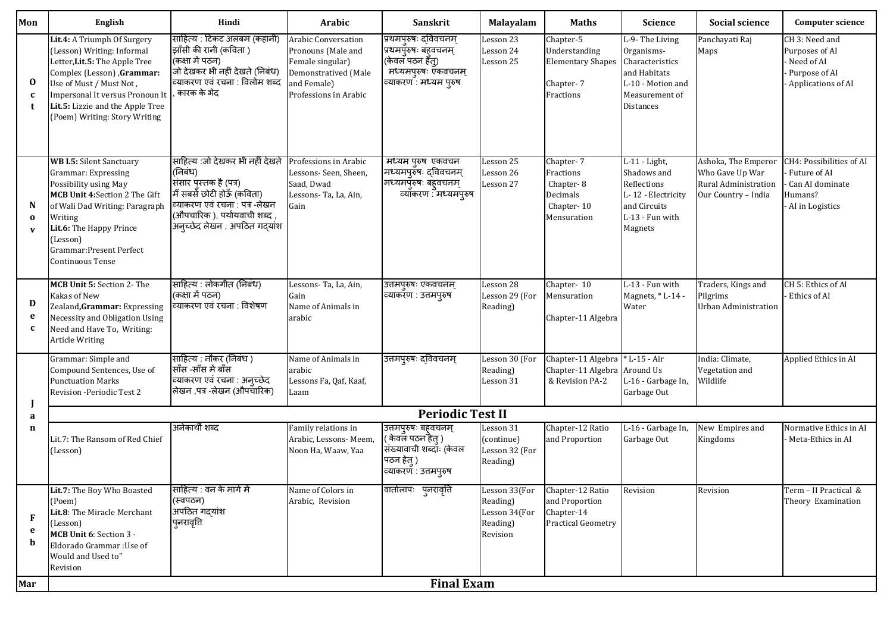| Mon | English | Hindi | Arabic | Sanskrit | Malayalam | Maths | Science | Social science | Computer science |
|---|---|---|---|---|---|---|---|---|---|
| Oct | **Lit.4:** A Triumph Of Surgery (Lesson) Writing: Informal Letter,**Lit.5:** The Apple Tree Complex (Lesson) ,**Grammar:** Use of Must / Must Not , Impersonal It versus Pronoun It **Lit.5:** Lizzie and the Apple Tree (Poem) Writing: Story Writing | साहित्य : टिकट अलबम (कहानी) झाँसी की रानी (कविता ) (कक्षा में पठन) जो देखकर भी नहीं देखते (निबंध) व्याकरण एवं रचना : विलोम शब्द , कारक के भेद | Arabic Conversation Pronouns (Male and Female singular) Demonstratived (Male and Female) Professions in Arabic | प्रथमपुरुषः द्विवचनम् प्रथमपुरुषः बहुवचनम् (केवल पठन हेतु) मध्यमपुरुषः एकवचनम् व्याकरण : मध्यम पुरुष | Lesson 23 Lesson 24 Lesson 25 | Chapter-5 Understanding Elementary Shapes Chapter- 7 Fractions | L-9- The Living Organisms- Characteristics and Habitats L-10 - Motion and Measurement of Distances | Panchayati Raj Maps | CH 3: Need and Purposes of AI - Need of AI - Purpose of AI - Applications of AI |
| Nov | **WB L5:** Silent Sanctuary Grammar: Expressing Possibility using May **MCB Unit 4:**Section 2 The Gift of Wali Dad Writing: Paragraph Writing **Lit.6:** The Happy Prince (Lesson) Grammar:Present Perfect Continuous Tense | साहित्य :जो देखकर भी नहीं देखते (निबंध) संसार पुस्तक है (पत्र) मैं सबसे छोटी होऊँ (कविता) व्याकरण एवं रचना : पत्र -लेखन (औपचारिक ), पर्यायवाची शब्द , अनुच्छेद लेखन , अपठित गद्यांश | Professions in Arabic Lessons- Seen, Sheen, Saad, Dwad Lessons- Ta, La, Ain, Gain | मध्यम पुरुष एकवचन मध्यमपुरुषः द्विवचनम् मध्यमपुरुषः बहुवचनम् व्याकरण : मध्यमपुरुष | Lesson 25 Lesson 26 Lesson 27 | Chapter- 7 Fractions Chapter- 8 Decimals Chapter- 10 Mensuration | L-11 - Light, Shadows and Reflections L- 12 - Electricity and Circuits L-13 - Fun with Magnets | Ashoka, The Emperor Who Gave Up War Rural Administration Our Country – India | CH4: Possibilities of AI - Future of AI - Can AI dominate Humans? - AI in Logistics |
| Dec | **MCB Unit 5:** Section 2- The Kakas of New Zealand,**Grammar:** Expressing Necessity and Obligation Using Need and Have To, Writing: Article Writing | साहित्य : लोकगीत (निबंध) (कक्षा में पठन) व्याकरण एवं रचना : विशेषण | Lessons- Ta, La, Ain, Gain Name of Animals in arabic | उत्तमपुरुषः एकवचनम् व्याकरण : उत्तमपुरुष | Lesson 28 Lesson 29 (For Reading) | Chapter- 10 Mensuration Chapter-11 Algebra | L-13 - Fun with Magnets, * L-14 - Water | Traders, Kings and Pilgrims Urban Administration | CH 5: Ethics of AI - Ethics of AI |
| Jan | Grammar: Simple and Compound Sentences, Use of Punctuation Marks Revision -Periodic Test 2 | साहित्य : नौकर (निबंध ) साँस -साँस में बाँस व्याकरण एवं रचना : अनुच्छेद लेखन ,पत्र -लेखन (औपचारिक) | Name of Animals in arabic Lessons Fa, Qaf, Kaaf, Laam | उत्तमपुरुषः द्विवचनम् | Lesson 30 (For Reading) Lesson 31 | Chapter-11 Algebra Chapter-11 Algebra & Revision PA-2 | * L-15 - Air Around Us L-16 - Garbage In, Garbage Out | India: Climate, Vegetation and Wildlife | Applied Ethics in AI |
| | **Periodic Test II** | | | | | | | | |
| | Lit.7: The Ransom of Red Chief (Lesson) | अनेकार्थी शब्द | Family relations in Arabic, Lessons- Meem, Noon Ha, Waaw, Yaa | उत्तमपुरुषः बहुवचनम् ( केवल पठन हेतु ) संख्यावाची शब्दाः (केवल पठन हेतु ) व्याकरण : उत्तमपुरुष | Lesson 31 (continue) Lesson 32 (For Reading) | Chapter-12 Ratio and Proportion | L-16 - Garbage In, Garbage Out | New Empires and Kingdoms | Normative Ethics in AI - Meta-Ethics in AI |
| Feb | **Lit.7:** The Boy Who Boasted (Poem) **Lit.8**: The Miracle Merchant (Lesson) **MCB Unit 6**: Section 3 - Eldorado Grammar :Use of Would and Used to" Revision | साहित्य : वन के मार्ग में (स्वपठन) अपठित गद्यांश पुनरावृत्ति | Name of Colors in Arabic, Revision | वार्तालापः पुनरावृत्ति | Lesson 33(For Reading) Lesson 34(For Reading) Revision | Chapter-12 Ratio and Proportion Chapter-14 Practical Geometry | Revision | Revision | Term – II Practical & Theory Examination |
| Mar | **Final Exam** | | | | | | | | |